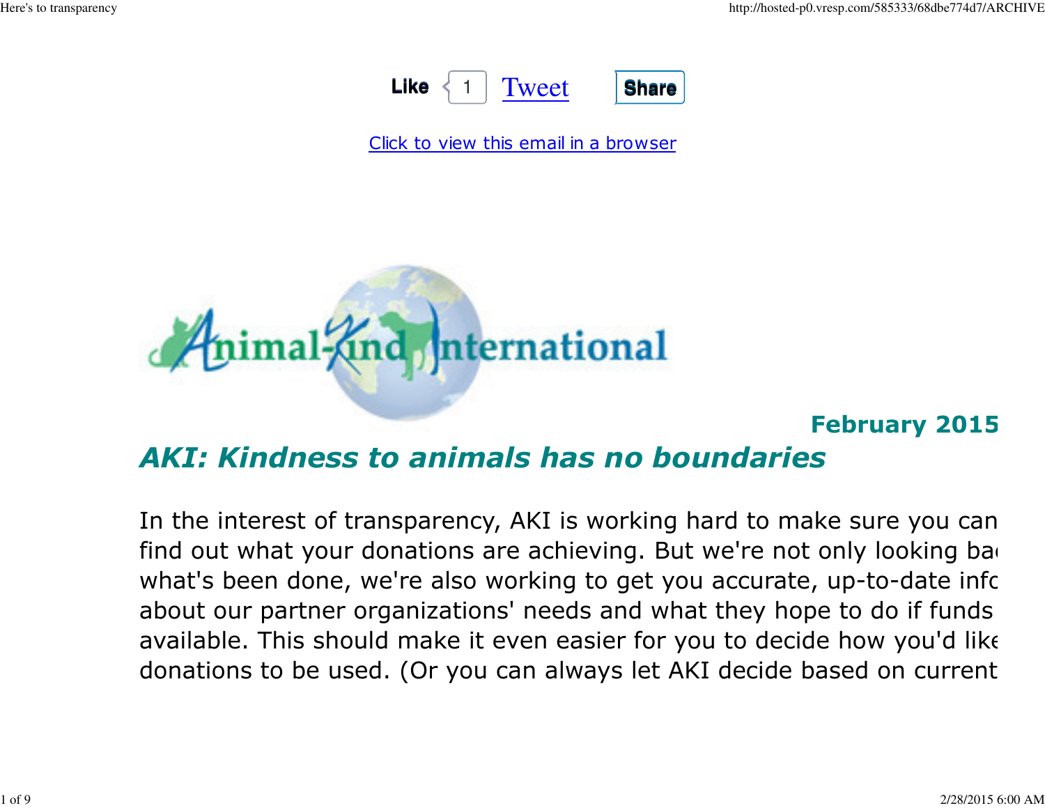Like 1 Tweet Share

Click to view this email in a browser

Animal-Kind International

**February 2015**

## *AKI: Kindness to animals has no boundaries*

In the interest of transparency, AKI is working hard to make sure you can find out what your donations are achieving. But we're not only looking ba what's been done, we're also working to get you accurate, up-to-date info about our partner organizations' needs and what they hope to do if funds available. This should make it even easier for you to decide how you'd like donations to be used. (Or you can always let AKI decide based on current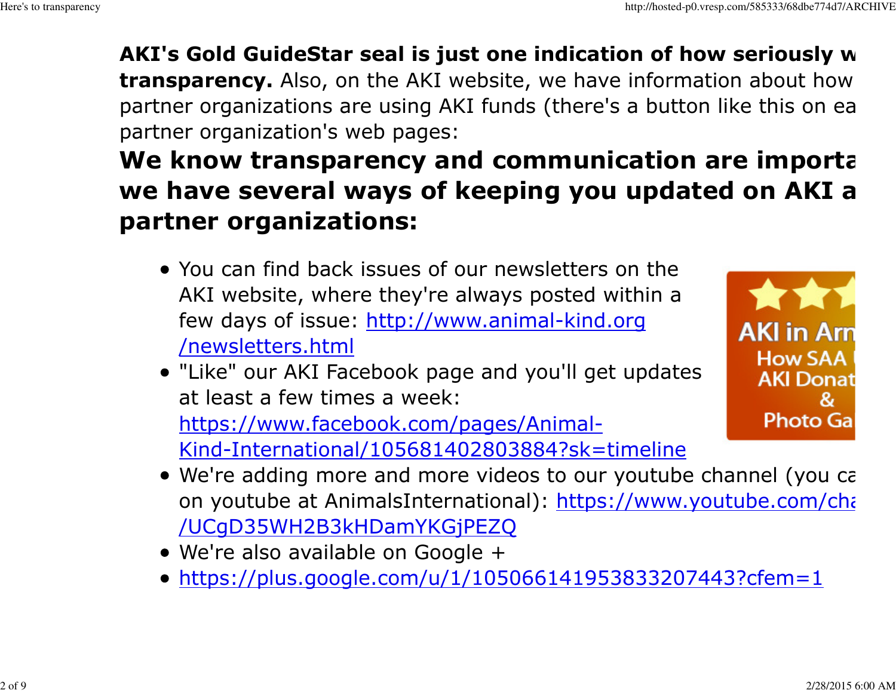**AKI's Gold GuideStar seal is just one indication of how seriously w transparency.** Also, on the AKI website, we have information about how partner organizations are using AKI funds (there's a button like this on ea partner organization's web pages:

## We know transparency and communication are importa we have several ways of keeping you updated on AKI a partner organizations:

- You can find back issues of our newsletters on the AKI website, where they're always posted within a few days of issue: http://www.animal-kind.org/newsletters.html
- "Like" our AKI Facebook page and you'll get updates at least a few times a week: https://www.facebook.com/pages/Animal-Kind-International/105681402803884?sk=timeline
- We're adding more and more videos to our youtube channel (you ca on youtube at AnimalsInternational): https://www.youtube.com/cha/UCgD35WH2B3kHDamYKGjPEZQ
- We're also available on Google +
- https://plus.google.com/u/1/105066141953833207443?cfem=1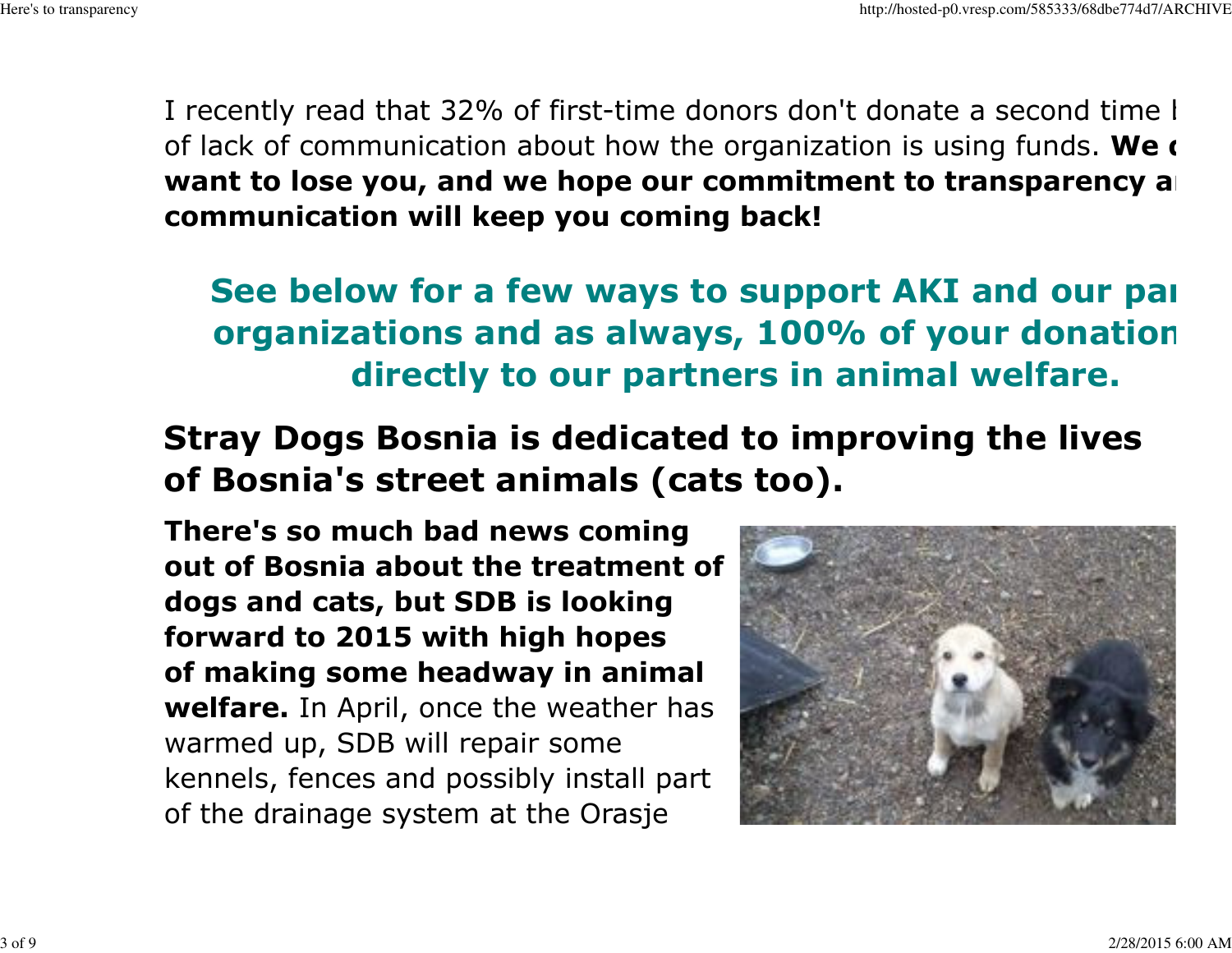I recently read that 32% of first-time donors don't donate a second time b of lack of communication about how the organization is using funds. **We d want to lose you, and we hope our commitment to transparency an communication will keep you coming back!**

## See below for a few ways to support AKI and our par organizations and as always, 100% of your donation directly to our partners in animal welfare.

## Stray Dogs Bosnia is dedicated to improving the lives of Bosnia's street animals (cats too).

**There's so much bad news coming out of Bosnia about the treatment of dogs and cats, but SDB is looking forward to 2015 with high hopes of making some headway in animal welfare.** In April, once the weather has warmed up, SDB will repair some kennels, fences and possibly install part of the drainage system at the Orasje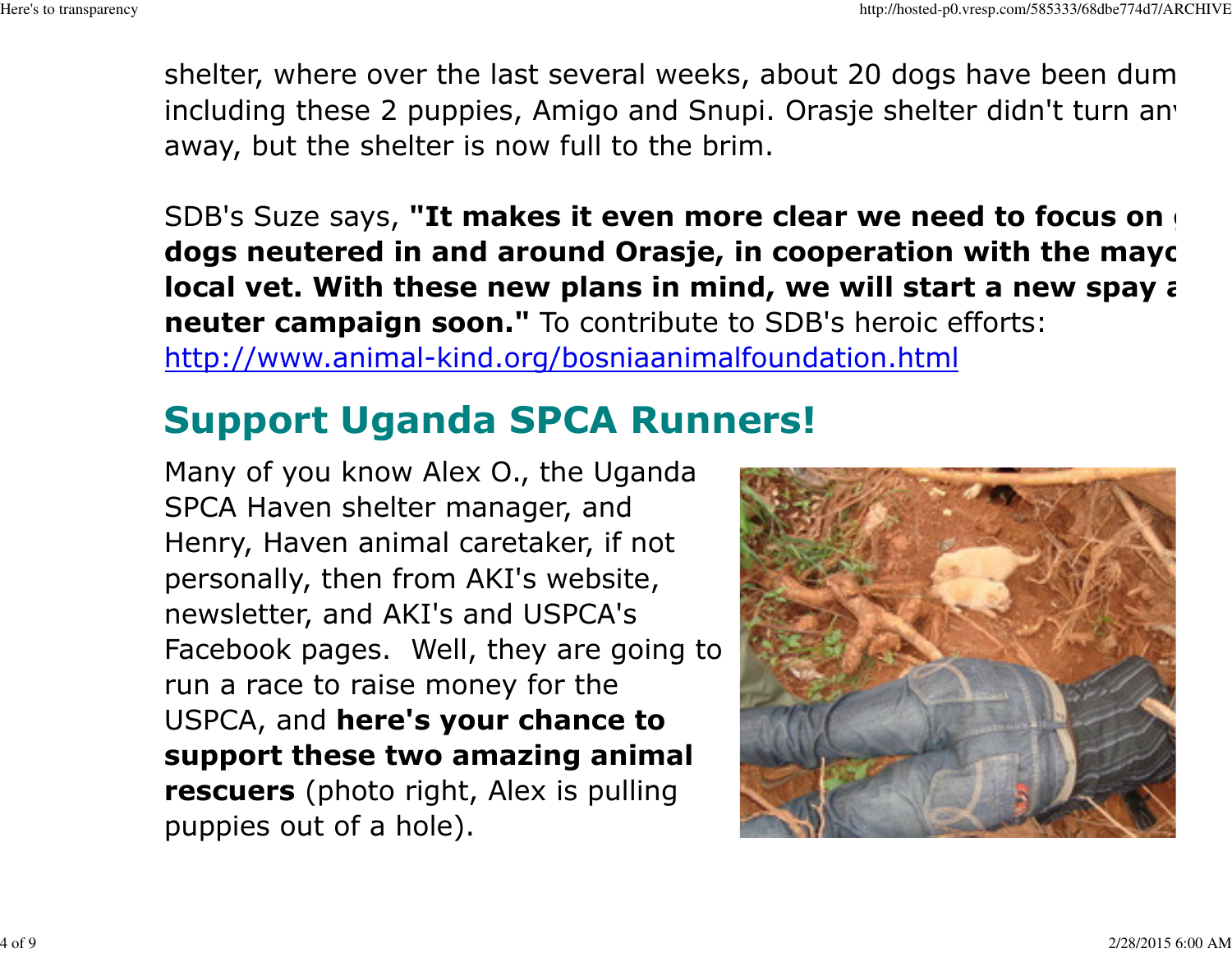shelter, where over the last several weeks, about 20 dogs have been dum including these 2 puppies, Amigo and Snupi. Orasje shelter didn't turn an away, but the shelter is now full to the brim.

SDB's Suze says, **"It makes it even more clear we need to focus on dogs neutered in and around Orasje, in cooperation with the mayo local vet. With these new plans in mind, we will start a new spay a neuter campaign soon."** To contribute to SDB's heroic efforts: [http://www.animal-kind.org/bosniaanimalfoundation.html](http://www.animal-kind.org/bosniaanimalfoundation.html)

## Support Uganda SPCA Runners!

Many of you know Alex O., the Uganda SPCA Haven shelter manager, and Henry, Haven animal caretaker, if not personally, then from AKI's website, newsletter, and AKI's and USPCA's Facebook pages. Well, they are going to run a race to raise money for the USPCA, and **here's your chance to support these two amazing animal rescuers** (photo right, Alex is pulling puppies out of a hole).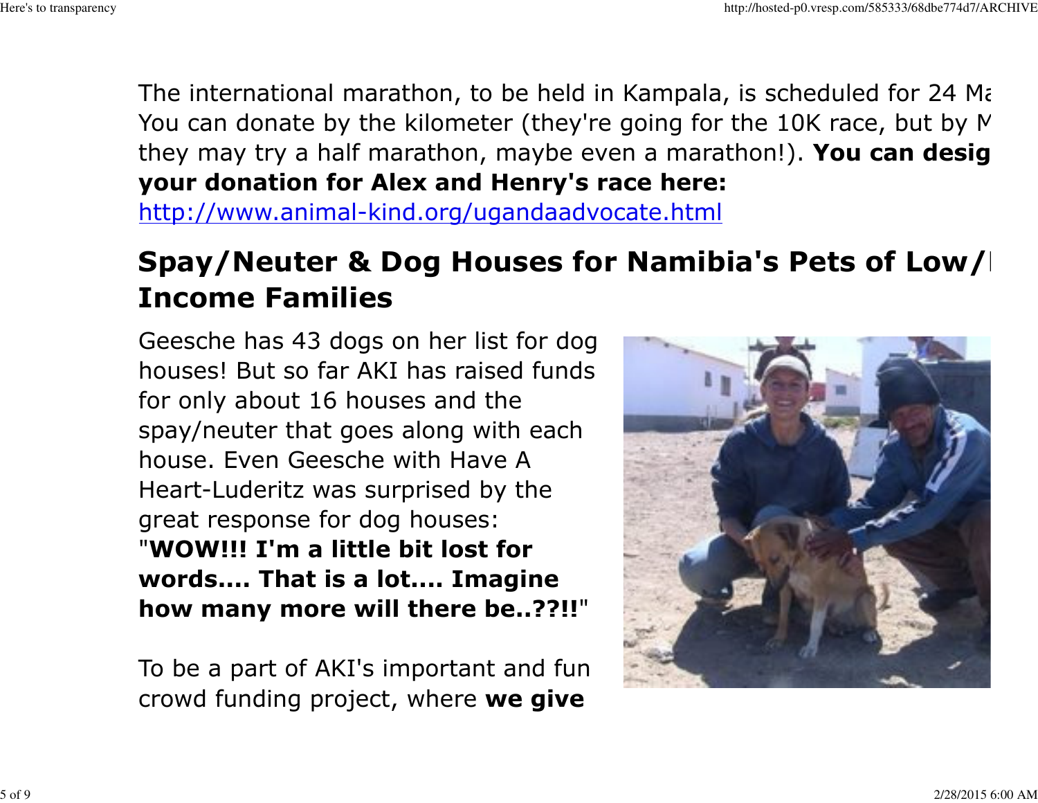The international marathon, to be held in Kampala, is scheduled for 24 Ma You can donate by the kilometer (they're going for the 10K race, but by M they may try a half marathon, maybe even a marathon!). **You can desig your donation for Alex and Henry's race here:** http://www.animal-kind.org/ugandaadvocate.html

## Spay/Neuter & Dog Houses for Namibia's Pets of Low/ Income Families

Geesche has 43 dogs on her list for dog houses! But so far AKI has raised funds for only about 16 houses and the spay/neuter that goes along with each house. Even Geesche with Have A Heart-Luderitz was surprised by the great response for dog houses: "**WOW!!! I'm a little bit lost for words.... That is a lot.... Imagine how many more will there be..??!!**"

To be a part of AKI's important and fun crowd funding project, where **we give**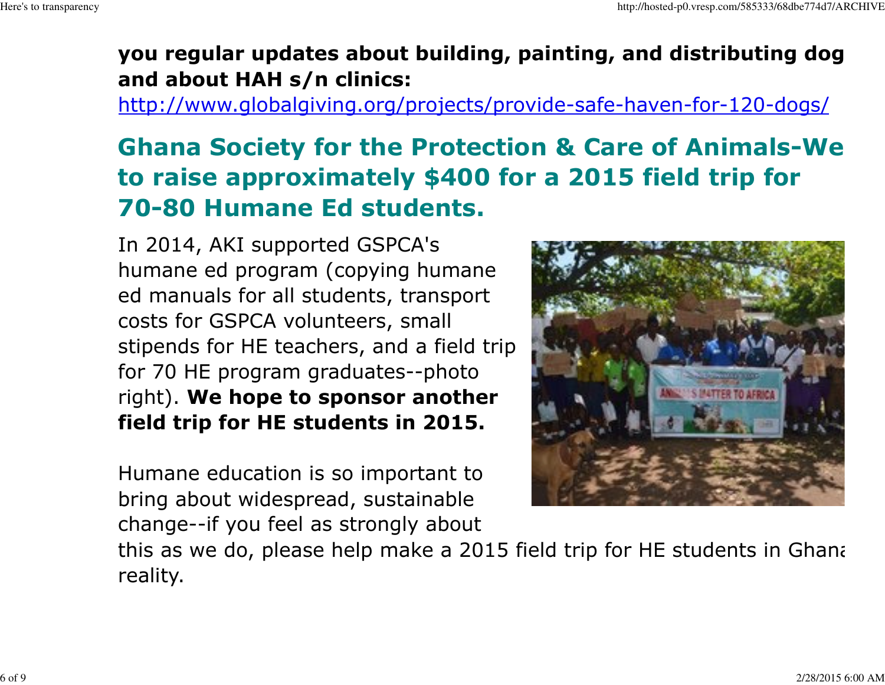**you regular updates about building, painting, and distributing dog and about HAH s/n clinics:**

http://www.globalgiving.org/projects/provide-safe-haven-for-120-dogs/

## Ghana Society for the Protection & Care of Animals-We to raise approximately $400 for a 2015 field trip for 70-80 Humane Ed students.

In 2014, AKI supported GSPCA's humane ed program (copying humane ed manuals for all students, transport costs for GSPCA volunteers, small stipends for HE teachers, and a field trip for 70 HE program graduates--photo right). **We hope to sponsor another field trip for HE students in 2015.**

Humane education is so important to bring about widespread, sustainable change--if you feel as strongly about this as we do, please help make a 2015 field trip for HE students in Ghana reality.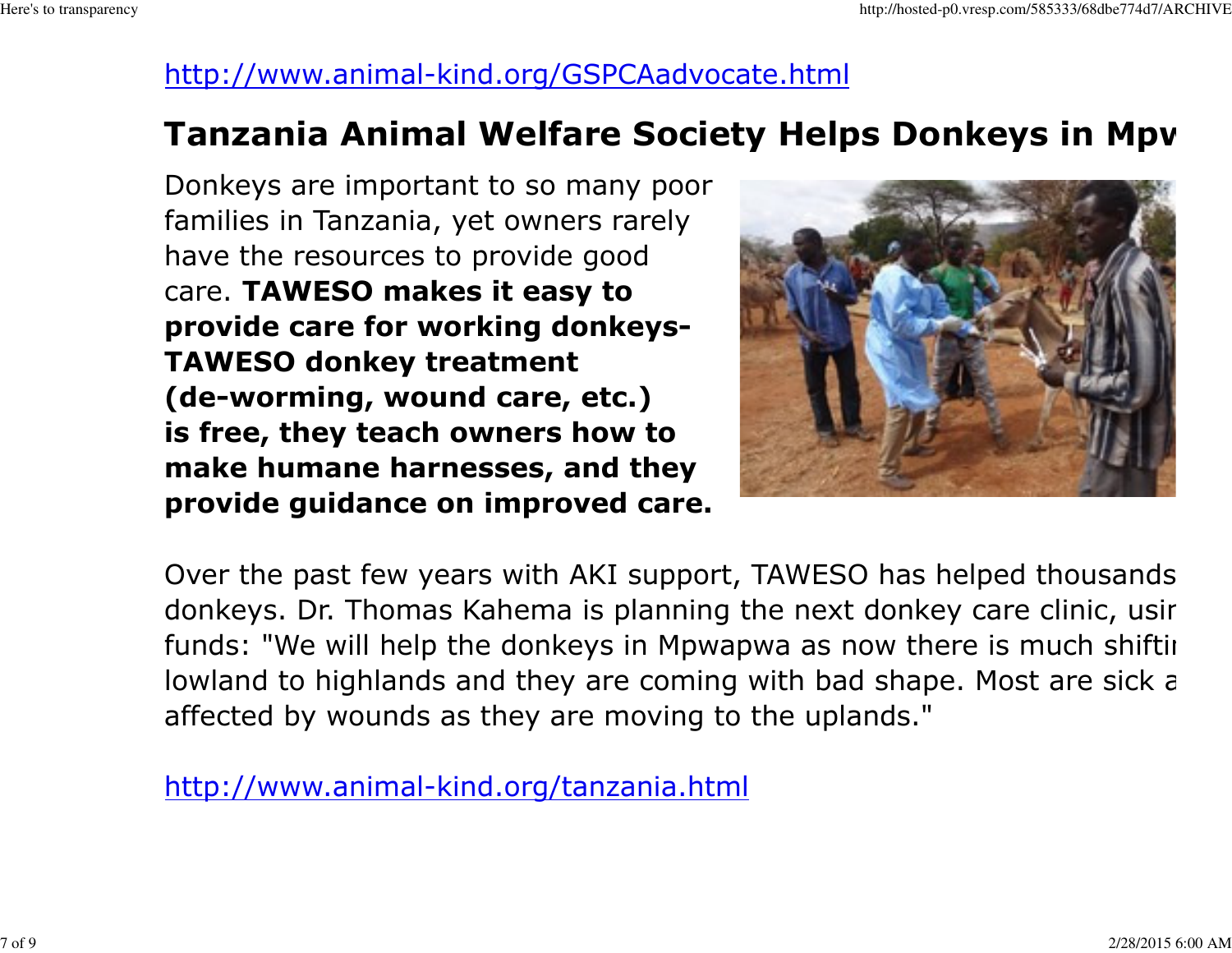http://www.animal-kind.org/GSPCAadvocate.html

## Tanzania Animal Welfare Society Helps Donkeys in Mpv

Donkeys are important to so many poor families in Tanzania, yet owners rarely have the resources to provide good care. **TAWESO makes it easy to provide care for working donkeys- TAWESO donkey treatment (de-worming, wound care, etc.) is free, they teach owners how to make humane harnesses, and they provide guidance on improved care.**

Over the past few years with AKI support, TAWESO has helped thousands donkeys. Dr. Thomas Kahema is planning the next donkey care clinic, usir funds: "We will help the donkeys in Mpwapwa as now there is much shiftir lowland to highlands and they are coming with bad shape. Most are sick a affected by wounds as they are moving to the uplands."

http://www.animal-kind.org/tanzania.html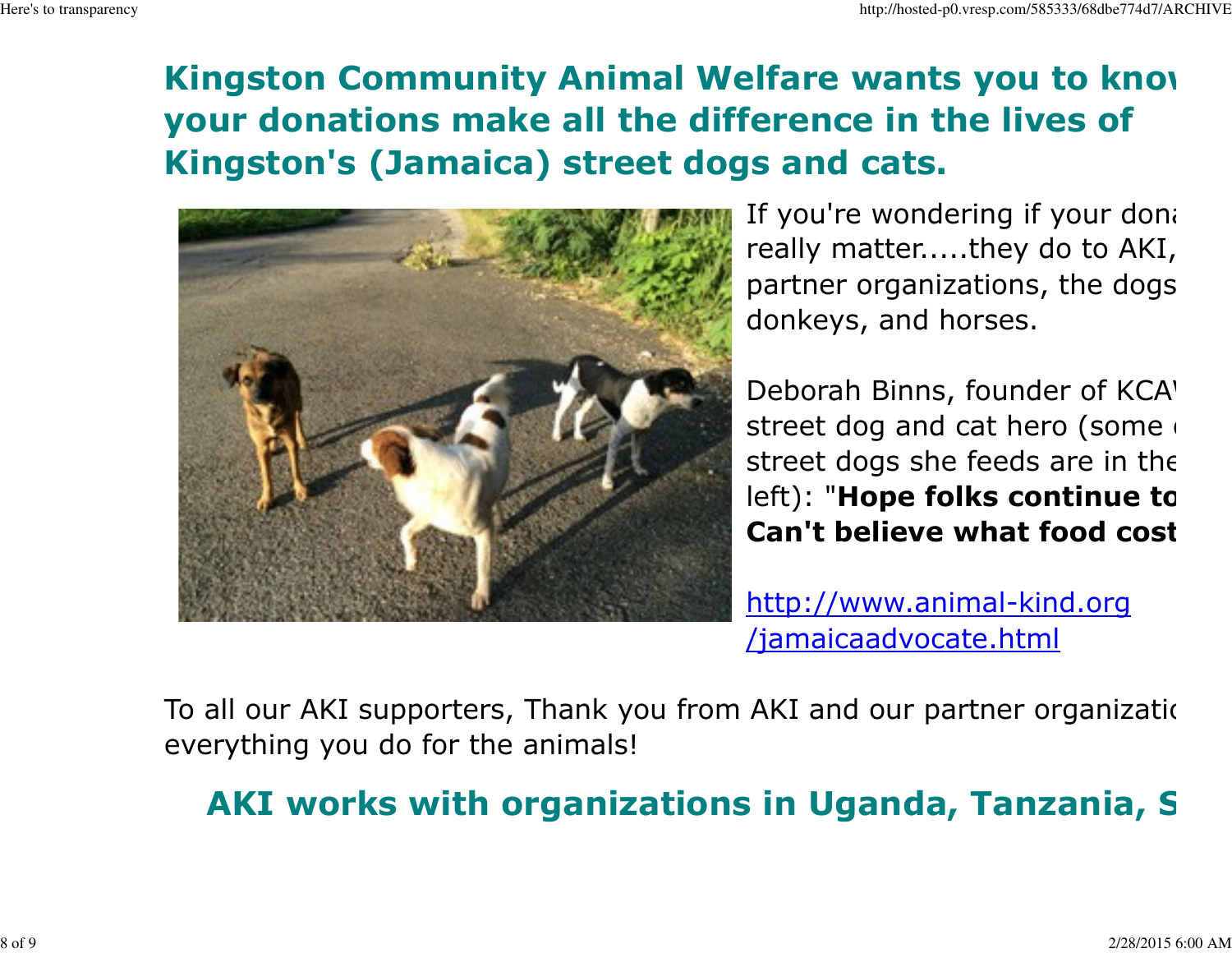## Kingston Community Animal Welfare wants you to know your donations make all the difference in the lives of Kingston's (Jamaica) street dogs and cats.

If you're wondering if your dona really matter.....they do to AKI, partner organizations, the dogs donkeys, and horses.

Deborah Binns, founder of KCA street dog and cat hero (some street dogs she feeds are in the left): "**Hope folks continue to Can't believe what food cost**

[http://www.animal-kind.org/jamaicaadvocate.html](http://www.animal-kind.org/jamaicaadvocate.html)

To all our AKI supporters, Thank you from AKI and our partner organizatio everything you do for the animals!

## AKI works with organizations in Uganda, Tanzania, S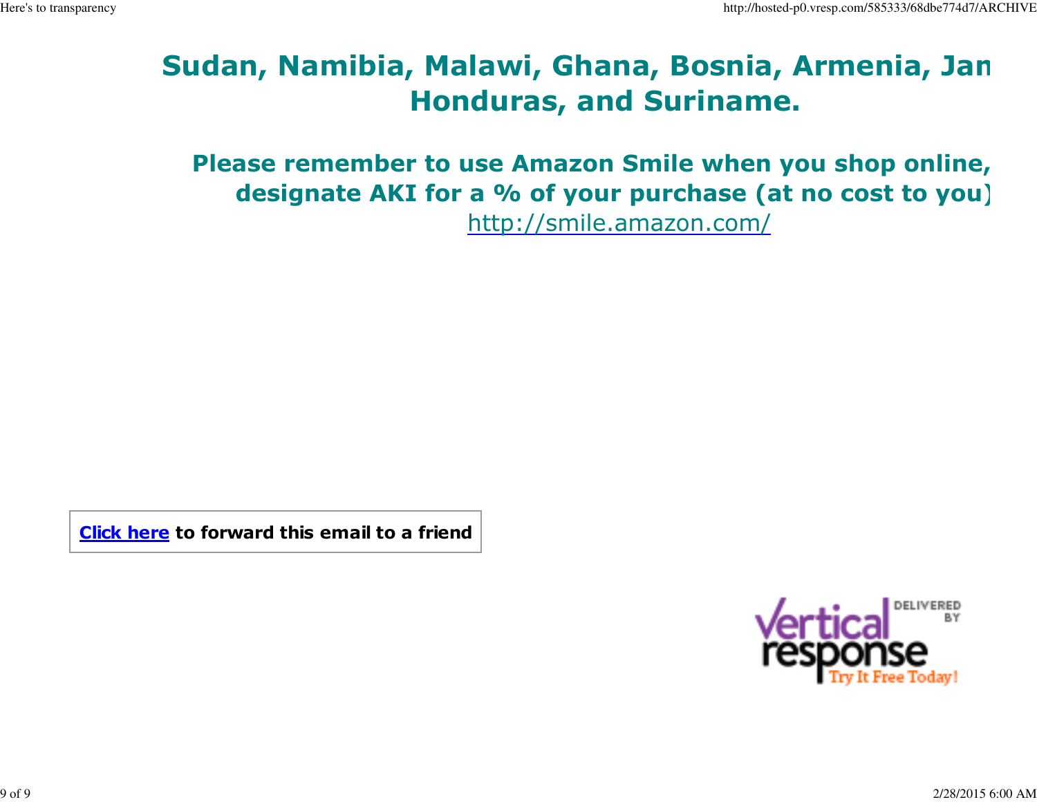**Sudan, Namibia, Malawi, Ghana, Bosnia, Armenia, Jan Honduras, and Suriname.**

**Please remember to use Amazon Smile when you shop online, designate AKI for a % of your purchase (at no cost to you)**
http://smile.amazon.com/

**Click here to forward this email to a friend**

DELIVERED BY Vertical response Try It Free Today!